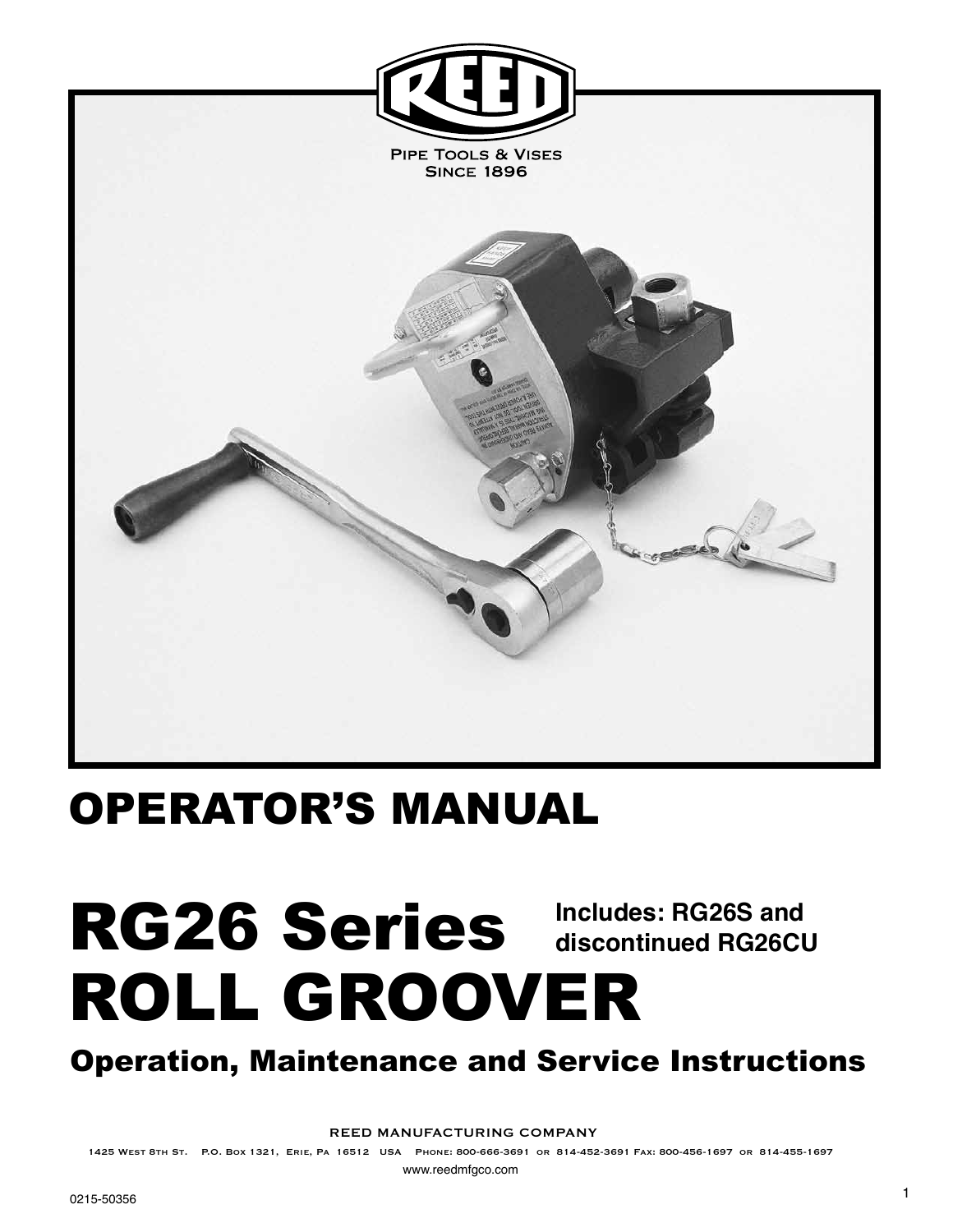REED

PIPE TOOLS & VISES
SINCE 1896

# OPERATOR'S MANUAL

# RG26 Series ROLL GROOVER

**Includes: RG26S and discontinued RG26CU**

## Operation, Maintenance and Service Instructions

REED MANUFACTURING COMPANY

1425 West 8th St. P.O. Box 1321, Erie, PA 16512 USA Phone: 800-666-3691 or 814-452-3691 Fax: 800-456-1697 or 814-455-1697

www.reedmfgco.com

0215-50356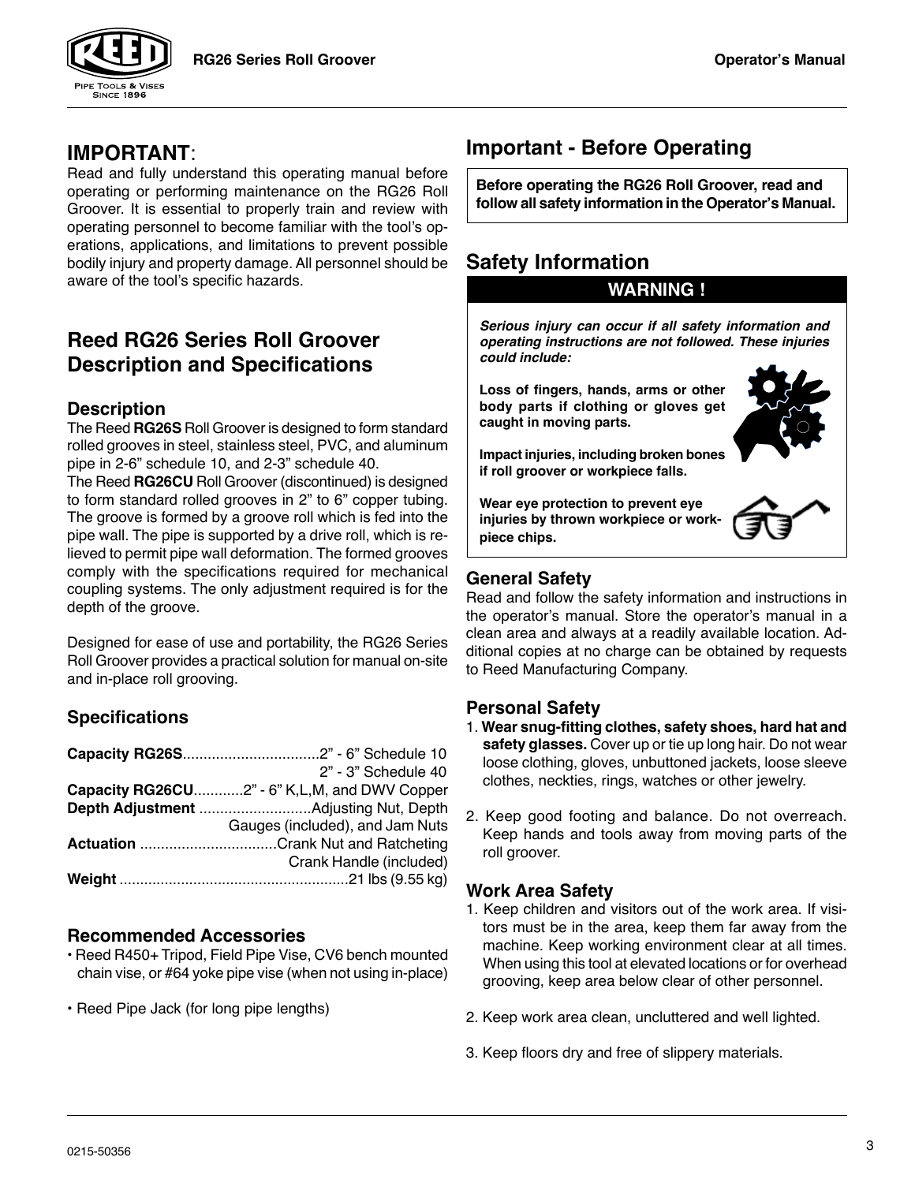## IMPORTANT:

Read and fully understand this operating manual before operating or performing maintenance on the RG26 Roll Groover. It is essential to properly train and review with operating personnel to become familiar with the tool's operations, applications, and limitations to prevent possible bodily injury and property damage. All personnel should be aware of the tool's specific hazards.

## Reed RG26 Series Roll Groover Description and Specifications

### Description

The Reed **RG26S** Roll Groover is designed to form standard rolled grooves in steel, stainless steel, PVC, and aluminum pipe in 2-6" schedule 10, and 2-3" schedule 40.

The Reed **RG26CU** Roll Groover (discontinued) is designed to form standard rolled grooves in 2" to 6" copper tubing. The groove is formed by a groove roll which is fed into the pipe wall. The pipe is supported by a drive roll, which is relieved to permit pipe wall deformation. The formed grooves comply with the specifications required for mechanical coupling systems. The only adjustment required is for the depth of the groove.

Designed for ease of use and portability, the RG26 Series Roll Groover provides a practical solution for manual on-site and in-place roll grooving.

### Specifications

| | |
|---|---|
| **Capacity RG26S** | 2" - 6" Schedule 10<br>2" - 3" Schedule 40 |
| **Capacity RG26CU** | 2" - 6" K,L,M, and DWV Copper |
| **Depth Adjustment** | Adjusting Nut, Depth Gauges (included), and Jam Nuts |
| **Actuation** | Crank Nut and Ratcheting Crank Handle (included) |
| **Weight** | 21 lbs (9.55 kg) |

### Recommended Accessories

- Reed R450+ Tripod, Field Pipe Vise, CV6 bench mounted chain vise, or #64 yoke pipe vise (when not using in-place)
- Reed Pipe Jack (for long pipe lengths)

## Important - Before Operating

**Before operating the RG26 Roll Groover, read and follow all safety information in the Operator's Manual.**

## Safety Information

**WARNING !**

***Serious injury can occur if all safety information and operating instructions are not followed. These injuries could include:***

**Loss of fingers, hands, arms or other body parts if clothing or gloves get caught in moving parts.**

**Impact injuries, including broken bones if roll groover or workpiece falls.**

**Wear eye protection to prevent eye injuries by thrown workpiece or workpiece chips.**

### General Safety

Read and follow the safety information and instructions in the operator's manual. Store the operator's manual in a clean area and always at a readily available location. Additional copies at no charge can be obtained by requests to Reed Manufacturing Company.

### Personal Safety

1. **Wear snug-fitting clothes, safety shoes, hard hat and safety glasses.** Cover up or tie up long hair. Do not wear loose clothing, gloves, unbuttoned jackets, loose sleeve clothes, neckties, rings, watches or other jewelry.
2. Keep good footing and balance. Do not overreach. Keep hands and tools away from moving parts of the roll groover.

### Work Area Safety

1. Keep children and visitors out of the work area. If visitors must be in the area, keep them far away from the machine. Keep working environment clear at all times. When using this tool at elevated locations or for overhead grooving, keep area below clear of other personnel.
2. Keep work area clean, uncluttered and well lighted.
3. Keep floors dry and free of slippery materials.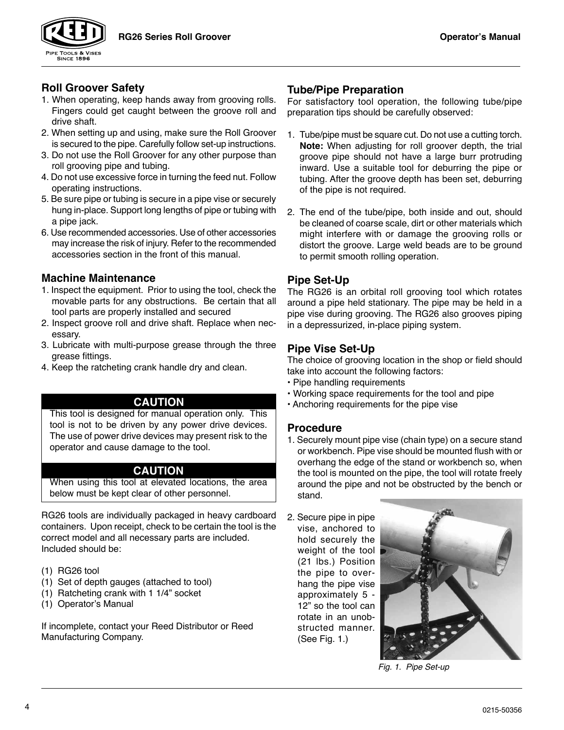## Roll Groover Safety

1. When operating, keep hands away from grooving rolls. Fingers could get caught between the groove roll and drive shaft.
2. When setting up and using, make sure the Roll Groover is secured to the pipe. Carefully follow set-up instructions.
3. Do not use the Roll Groover for any other purpose than roll grooving pipe and tubing.
4. Do not use excessive force in turning the feed nut. Follow operating instructions.
5. Be sure pipe or tubing is secure in a pipe vise or securely hung in-place. Support long lengths of pipe or tubing with a pipe jack.
6. Use recommended accessories. Use of other accessories may increase the risk of injury. Refer to the recommended accessories section in the front of this manual.

## Machine Maintenance

1. Inspect the equipment. Prior to using the tool, check the movable parts for any obstructions. Be certain that all tool parts are properly installed and secured
2. Inspect groove roll and drive shaft. Replace when necessary.
3. Lubricate with multi-purpose grease through the three grease fittings.
4. Keep the ratcheting crank handle dry and clean.

**CAUTION**

This tool is designed for manual operation only. This tool is not to be driven by any power drive devices. The use of power drive devices may present risk to the operator and cause damage to the tool.

**CAUTION**

When using this tool at elevated locations, the area below must be kept clear of other personnel.

RG26 tools are individually packaged in heavy cardboard containers. Upon receipt, check to be certain the tool is the correct model and all necessary parts are included. Included should be:

(1) RG26 tool
(1) Set of depth gauges (attached to tool)
(1) Ratcheting crank with 1 1/4" socket
(1) Operator's Manual

If incomplete, contact your Reed Distributor or Reed Manufacturing Company.

## Tube/Pipe Preparation

For satisfactory tool operation, the following tube/pipe preparation tips should be carefully observed:

1. Tube/pipe must be square cut. Do not use a cutting torch. **Note:** When adjusting for roll groover depth, the trial groove pipe should not have a large burr protruding inward. Use a suitable tool for deburring the pipe or tubing. After the groove depth has been set, deburring of the pipe is not required.

2. The end of the tube/pipe, both inside and out, should be cleaned of coarse scale, dirt or other materials which might interfere with or damage the grooving rolls or distort the groove. Large weld beads are to be ground to permit smooth rolling operation.

## Pipe Set-Up

The RG26 is an orbital roll grooving tool which rotates around a pipe held stationary. The pipe may be held in a pipe vise during grooving. The RG26 also grooves piping in a depressurized, in-place piping system.

## Pipe Vise Set-Up

The choice of grooving location in the shop or field should take into account the following factors:

- Pipe handling requirements
- Working space requirements for the tool and pipe
- Anchoring requirements for the pipe vise

## Procedure

1. Securely mount pipe vise (chain type) on a secure stand or workbench. Pipe vise should be mounted flush with or overhang the edge of the stand or workbench so, when the tool is mounted on the pipe, the tool will rotate freely around the pipe and not be obstructed by the bench or stand.
2. Secure pipe in pipe vise, anchored to hold securely the weight of the tool (21 lbs.) Position the pipe to overhang the pipe vise approximately 5 - 12" so the tool can rotate in an unobstructed manner. (See Fig. 1.)

*Fig. 1. Pipe Set-up*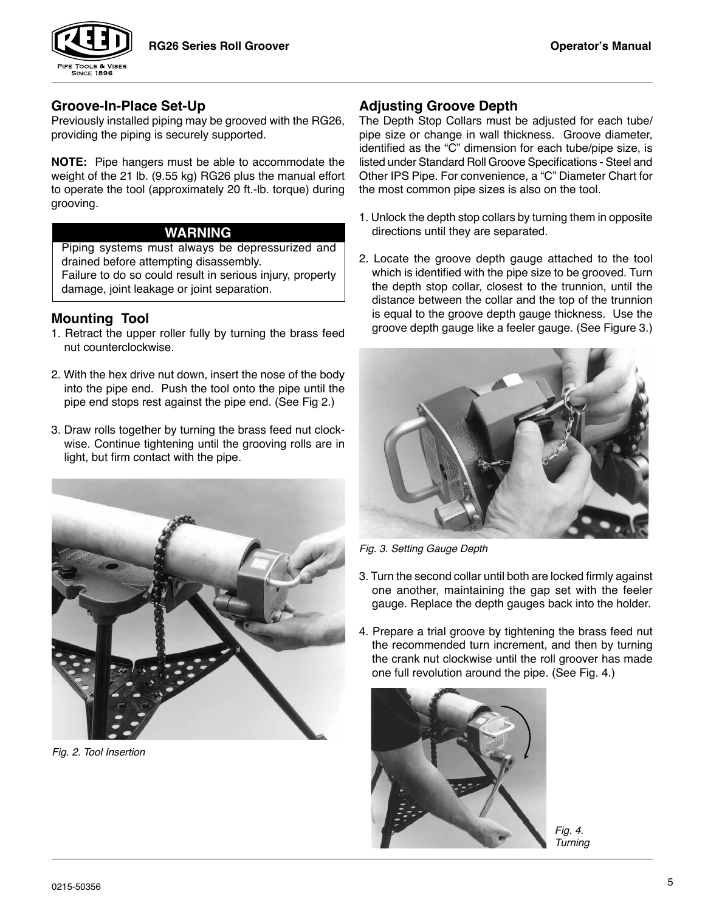## Groove-In-Place Set-Up

Previously installed piping may be grooved with the RG26, providing the piping is securely supported.

**NOTE:** Pipe hangers must be able to accommodate the weight of the 21 lb. (9.55 kg) RG26 plus the manual effort to operate the tool (approximately 20 ft.-lb. torque) during grooving.

**WARNING**

Piping systems must always be depressurized and drained before attempting disassembly.
Failure to do so could result in serious injury, property damage, joint leakage or joint separation.

## Mounting Tool

1. Retract the upper roller fully by turning the brass feed nut counterclockwise.

2. With the hex drive nut down, insert the nose of the body into the pipe end. Push the tool onto the pipe until the pipe end stops rest against the pipe end. (See Fig 2.)

3. Draw rolls together by turning the brass feed nut clockwise. Continue tightening until the grooving rolls are in light, but firm contact with the pipe.

*Fig. 2. Tool Insertion*

## Adjusting Groove Depth

The Depth Stop Collars must be adjusted for each tube/pipe size or change in wall thickness. Groove diameter, identified as the "C" dimension for each tube/pipe size, is listed under Standard Roll Groove Specifications - Steel and Other IPS Pipe. For convenience, a "C" Diameter Chart for the most common pipe sizes is also on the tool.

1. Unlock the depth stop collars by turning them in opposite directions until they are separated.

2. Locate the groove depth gauge attached to the tool which is identified with the pipe size to be grooved. Turn the depth stop collar, closest to the trunnion, until the distance between the collar and the top of the trunnion is equal to the groove depth gauge thickness. Use the groove depth gauge like a feeler gauge. (See Figure 3.)

*Fig. 3. Setting Gauge Depth*

3. Turn the second collar until both are locked firmly against one another, maintaining the gap set with the feeler gauge. Replace the depth gauges back into the holder.

4. Prepare a trial groove by tightening the brass feed nut the recommended turn increment, and then by turning the crank nut clockwise until the roll groover has made one full revolution around the pipe. (See Fig. 4.)

*Fig. 4. Turning*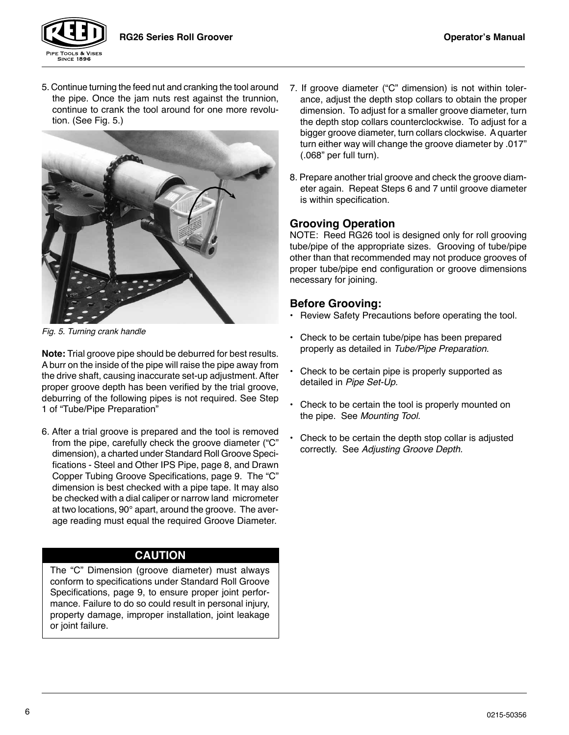5. Continue turning the feed nut and cranking the tool around the pipe. Once the jam nuts rest against the trunnion, continue to crank the tool around for one more revolution. (See Fig. 5.)

*Fig. 5. Turning crank handle*

**Note:** Trial groove pipe should be deburred for best results. A burr on the inside of the pipe will raise the pipe away from the drive shaft, causing inaccurate set-up adjustment. After proper groove depth has been verified by the trial groove, deburring of the following pipes is not required. See Step 1 of "Tube/Pipe Preparation"

6. After a trial groove is prepared and the tool is removed from the pipe, carefully check the groove diameter ("C" dimension), a charted under Standard Roll Groove Specifications - Steel and Other IPS Pipe, page 8, and Drawn Copper Tubing Groove Specifications, page 9. The "C" dimension is best checked with a pipe tape. It may also be checked with a dial caliper or narrow land micrometer at two locations, 90° apart, around the groove. The average reading must equal the required Groove Diameter.

**CAUTION**

The "C" Dimension (groove diameter) must always conform to specifications under Standard Roll Groove Specifications, page 9, to ensure proper joint performance. Failure to do so could result in personal injury, property damage, improper installation, joint leakage or joint failure.

7. If groove diameter ("C" dimension) is not within tolerance, adjust the depth stop collars to obtain the proper dimension. To adjust for a smaller groove diameter, turn the depth stop collars counterclockwise. To adjust for a bigger groove diameter, turn collars clockwise. A quarter turn either way will change the groove diameter by .017" (.068" per full turn).

8. Prepare another trial groove and check the groove diameter again. Repeat Steps 6 and 7 until groove diameter is within specification.

## Grooving Operation

NOTE: Reed RG26 tool is designed only for roll grooving tube/pipe of the appropriate sizes. Grooving of tube/pipe other than that recommended may not produce grooves of proper tube/pipe end configuration or groove dimensions necessary for joining.

## Before Grooving:

- Review Safety Precautions before operating the tool.
- Check to be certain tube/pipe has been prepared properly as detailed in *Tube/Pipe Preparation.*
- Check to be certain pipe is properly supported as detailed in *Pipe Set-Up.*
- Check to be certain the tool is properly mounted on the pipe. See *Mounting Tool.*
- Check to be certain the depth stop collar is adjusted correctly. See *Adjusting Groove Depth.*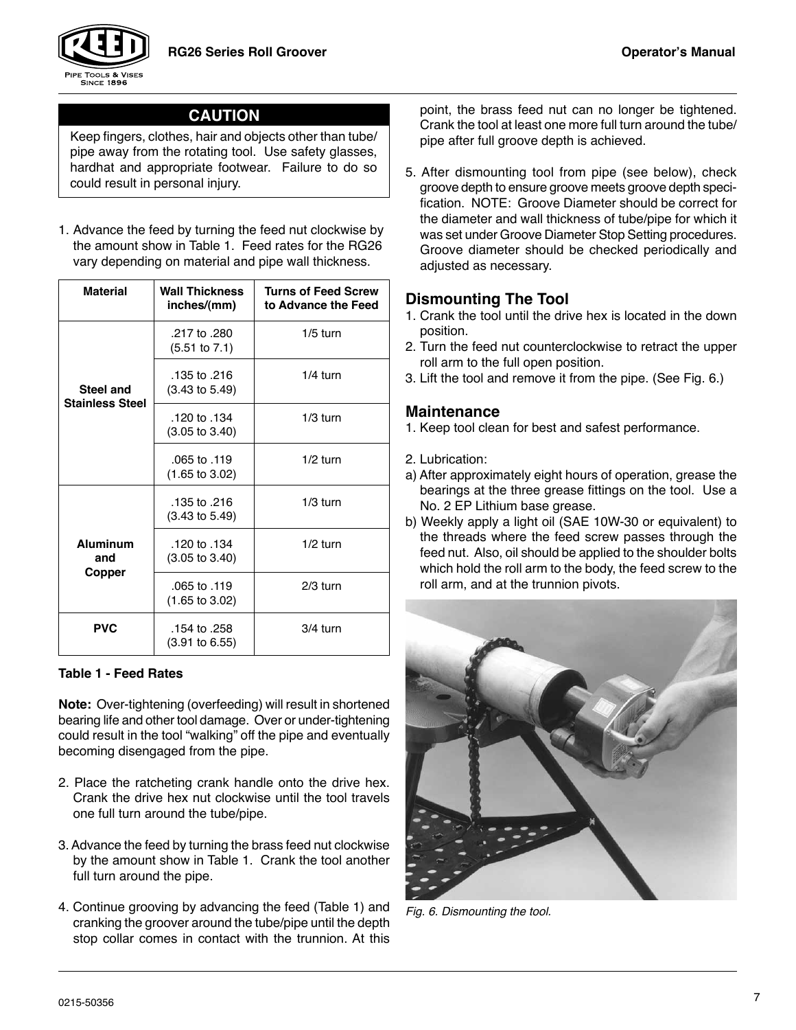## CAUTION

Keep fingers, clothes, hair and objects other than tube/pipe away from the rotating tool. Use safety glasses, hardhat and appropriate footwear. Failure to do so could result in personal injury.

1. Advance the feed by turning the feed nut clockwise by the amount show in Table 1. Feed rates for the RG26 vary depending on material and pipe wall thickness.

| Material | Wall Thickness inches/(mm) | Turns of Feed Screw to Advance the Feed |
|---|---|---|
| Steel and Stainless Steel | .217 to .280 (5.51 to 7.1) | 1/5 turn |
| | .135 to .216 (3.43 to 5.49) | 1/4 turn |
| | .120 to .134 (3.05 to 3.40) | 1/3 turn |
| | .065 to .119 (1.65 to 3.02) | 1/2 turn |
| Aluminum and Copper | .135 to .216 (3.43 to 5.49) | 1/3 turn |
| | .120 to .134 (3.05 to 3.40) | 1/2 turn |
| | .065 to .119 (1.65 to 3.02) | 2/3 turn |
| PVC | .154 to .258 (3.91 to 6.55) | 3/4 turn |

**Table 1 - Feed Rates**

**Note:** Over-tightening (overfeeding) will result in shortened bearing life and other tool damage. Over or under-tightening could result in the tool "walking" off the pipe and eventually becoming disengaged from the pipe.

2. Place the ratcheting crank handle onto the drive hex. Crank the drive hex nut clockwise until the tool travels one full turn around the tube/pipe.

3. Advance the feed by turning the brass feed nut clockwise by the amount show in Table 1. Crank the tool another full turn around the pipe.

4. Continue grooving by advancing the feed (Table 1) and cranking the groover around the tube/pipe until the depth stop collar comes in contact with the trunnion. At this point, the brass feed nut can no longer be tightened. Crank the tool at least one more full turn around the tube/pipe after full groove depth is achieved.

5. After dismounting tool from pipe (see below), check groove depth to ensure groove meets groove depth specification. NOTE: Groove Diameter should be correct for the diameter and wall thickness of tube/pipe for which it was set under Groove Diameter Stop Setting procedures. Groove diameter should be checked periodically and adjusted as necessary.

## Dismounting The Tool

1. Crank the tool until the drive hex is located in the down position.
2. Turn the feed nut counterclockwise to retract the upper roll arm to the full open position.
3. Lift the tool and remove it from the pipe. (See Fig. 6.)

## Maintenance

1. Keep tool clean for best and safest performance.

2. Lubrication:

a) After approximately eight hours of operation, grease the bearings at the three grease fittings on the tool. Use a No. 2 EP Lithium base grease.

b) Weekly apply a light oil (SAE 10W-30 or equivalent) to the threads where the feed screw passes through the feed nut. Also, oil should be applied to the shoulder bolts which hold the roll arm to the body, the feed screw to the roll arm, and at the trunnion pivots.

*Fig. 6. Dismounting the tool.*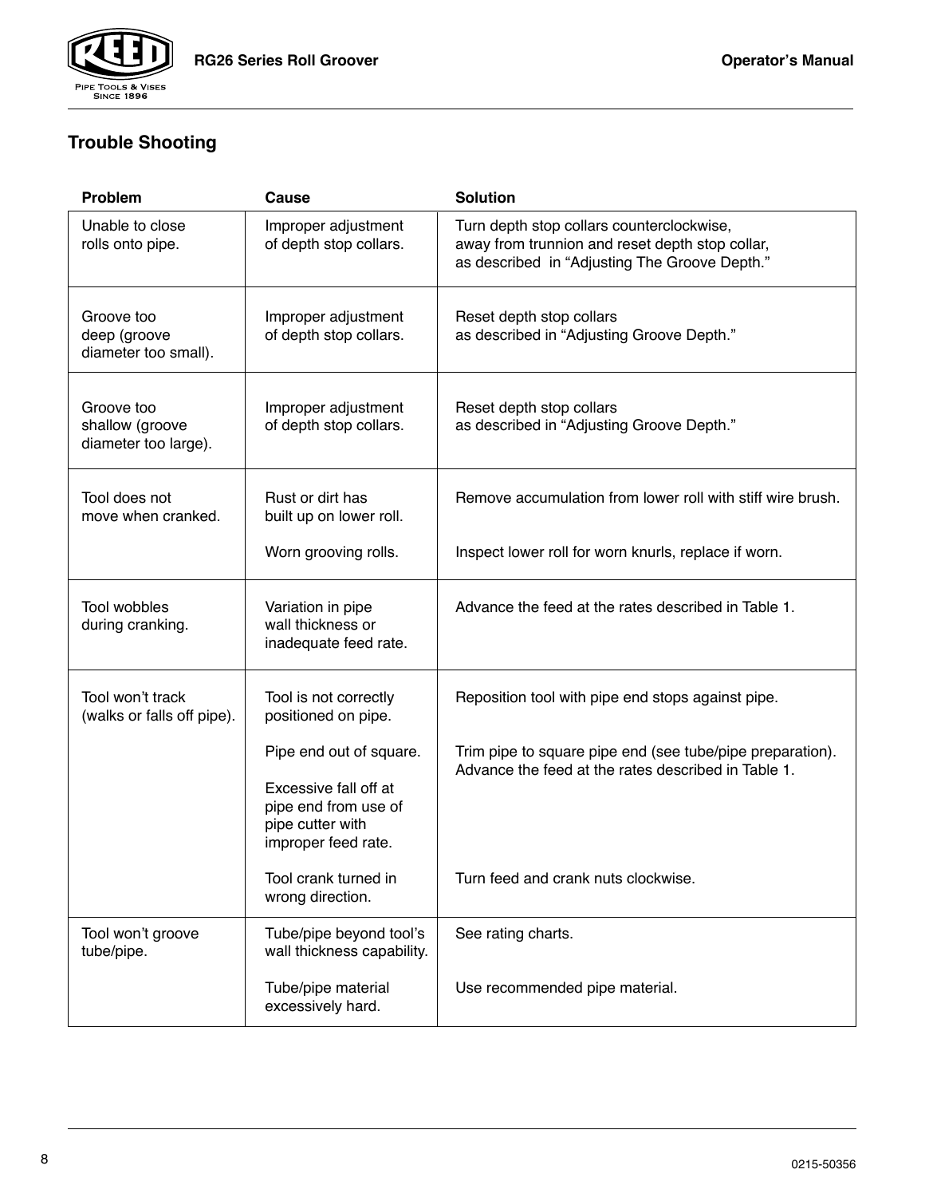## Trouble Shooting

| Problem | Cause | Solution |
|---|---|---|
| Unable to close rolls onto pipe. | Improper adjustment of depth stop collars. | Turn depth stop collars counterclockwise, away from trunnion and reset depth stop collar, as described in “Adjusting The Groove Depth.” |
| Groove too deep (groove diameter too small). | Improper adjustment of depth stop collars. | Reset depth stop collars as described in “Adjusting Groove Depth.” |
| Groove too shallow (groove diameter too large). | Improper adjustment of depth stop collars. | Reset depth stop collars as described in “Adjusting Groove Depth.” |
| Tool does not move when cranked. | Rust or dirt has built up on lower roll. | Remove accumulation from lower roll with stiff wire brush. |
| | Worn grooving rolls. | Inspect lower roll for worn knurls, replace if worn. |
| Tool wobbles during cranking. | Variation in pipe wall thickness or inadequate feed rate. | Advance the feed at the rates described in Table 1. |
| Tool won’t track (walks or falls off pipe). | Tool is not correctly positioned on pipe. | Reposition tool with pipe end stops against pipe. |
| | Pipe end out of square. | Trim pipe to square pipe end (see tube/pipe preparation). |
| | Excessive fall off at pipe end from use of pipe cutter with improper feed rate. | Advance the feed at the rates described in Table 1. |
| | Tool crank turned in wrong direction. | Turn feed and crank nuts clockwise. |
| Tool won’t groove tube/pipe. | Tube/pipe beyond tool’s wall thickness capability. | See rating charts. |
| | Tube/pipe material excessively hard. | Use recommended pipe material. |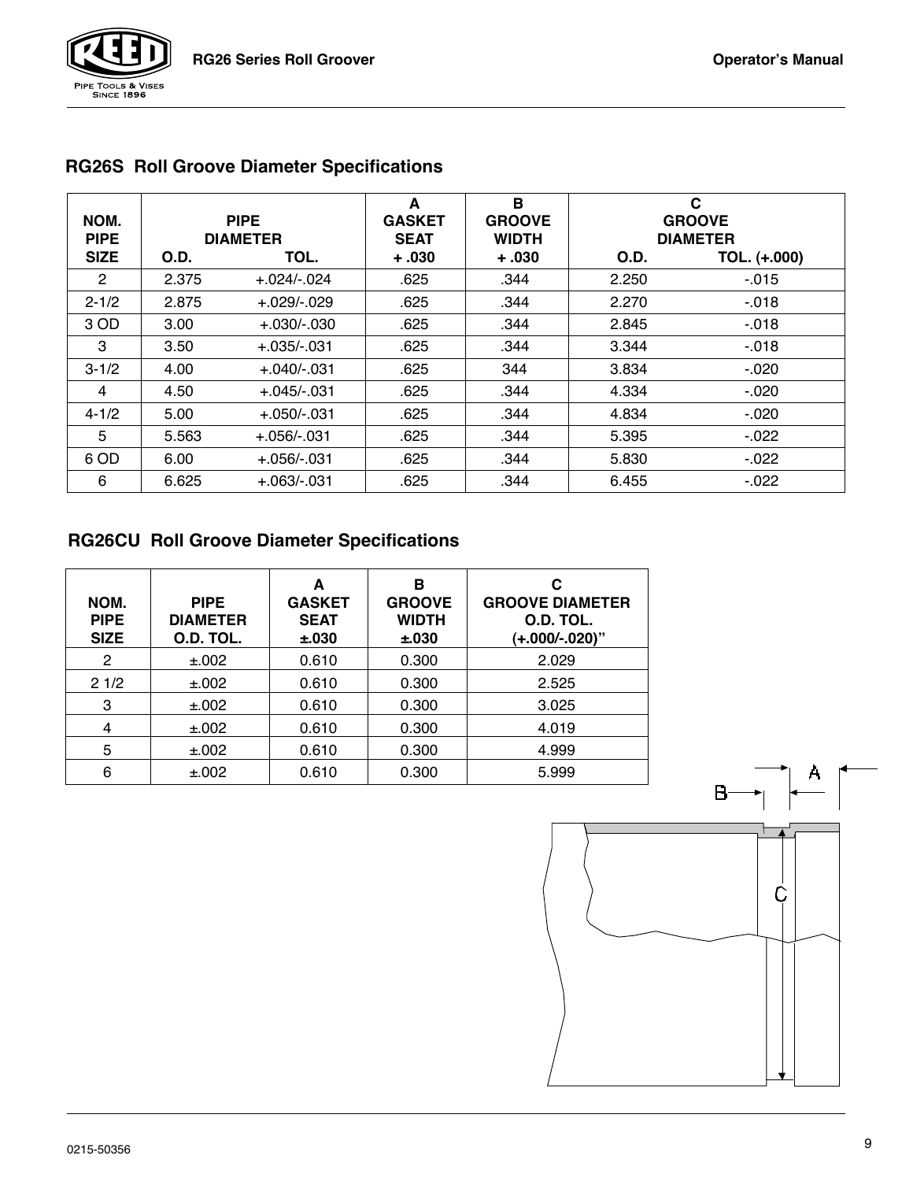## RG26S Roll Groove Diameter Specifications

| NOM. PIPE SIZE | PIPE DIAMETER O.D. | PIPE DIAMETER TOL. | A GASKET SEAT + .030 | B GROOVE WIDTH + .030 | C GROOVE DIAMETER O.D. | C GROOVE DIAMETER TOL. (+.000) |
|---|---|---|---|---|---|---|
| 2 | 2.375 | +.024/-.024 | .625 | .344 | 2.250 | -.015 |
| 2-1/2 | 2.875 | +.029/-.029 | .625 | .344 | 2.270 | -.018 |
| 3 OD | 3.00 | +.030/-.030 | .625 | .344 | 2.845 | -.018 |
| 3 | 3.50 | +.035/-.031 | .625 | .344 | 3.344 | -.018 |
| 3-1/2 | 4.00 | +.040/-.031 | .625 | 344 | 3.834 | -.020 |
| 4 | 4.50 | +.045/-.031 | .625 | .344 | 4.334 | -.020 |
| 4-1/2 | 5.00 | +.050/-.031 | .625 | .344 | 4.834 | -.020 |
| 5 | 5.563 | +.056/-.031 | .625 | .344 | 5.395 | -.022 |
| 6 OD | 6.00 | +.056/-.031 | .625 | .344 | 5.830 | -.022 |
| 6 | 6.625 | +.063/-.031 | .625 | .344 | 6.455 | -.022 |

## RG26CU Roll Groove Diameter Specifications

| NOM. PIPE SIZE | PIPE DIAMETER O.D. TOL. | A GASKET SEAT ±.030 | B GROOVE WIDTH ±.030 | C GROOVE DIAMETER O.D. TOL. (+.000/-.020)" |
|---|---|---|---|---|
| 2 | ±.002 | 0.610 | 0.300 | 2.029 |
| 2 1/2 | ±.002 | 0.610 | 0.300 | 2.525 |
| 3 | ±.002 | 0.610 | 0.300 | 3.025 |
| 4 | ±.002 | 0.610 | 0.300 | 4.019 |
| 5 | ±.002 | 0.610 | 0.300 | 4.999 |
| 6 | ±.002 | 0.610 | 0.300 | 5.999 |

A
B
C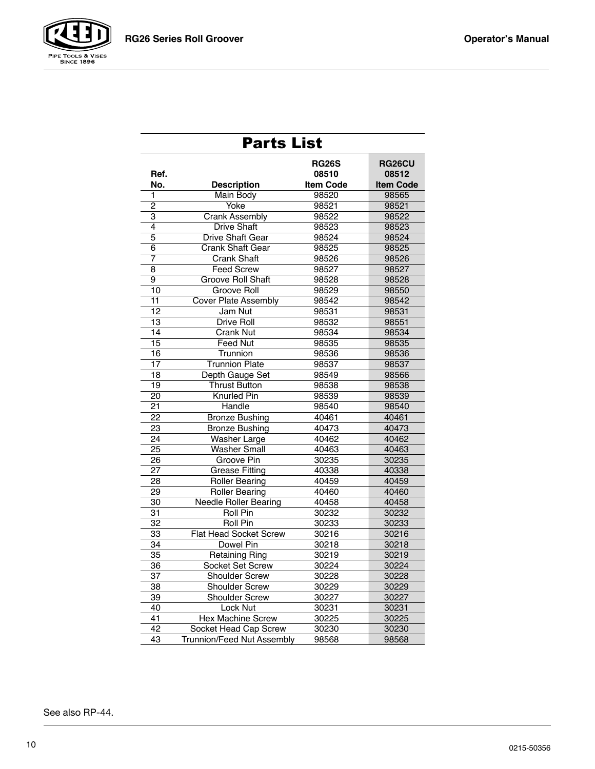# Parts List

| Ref. No. | Description | RG26S 08510 Item Code | RG26CU 08512 Item Code |
|---|---|---|---|
| 1 | Main Body | 98520 | 98565 |
| 2 | Yoke | 98521 | 98521 |
| 3 | Crank Assembly | 98522 | 98522 |
| 4 | Drive Shaft | 98523 | 98523 |
| 5 | Drive Shaft Gear | 98524 | 98524 |
| 6 | Crank Shaft Gear | 98525 | 98525 |
| 7 | Crank Shaft | 98526 | 98526 |
| 8 | Feed Screw | 98527 | 98527 |
| 9 | Groove Roll Shaft | 98528 | 98528 |
| 10 | Groove Roll | 98529 | 98550 |
| 11 | Cover Plate Assembly | 98542 | 98542 |
| 12 | Jam Nut | 98531 | 98531 |
| 13 | Drive Roll | 98532 | 98551 |
| 14 | Crank Nut | 98534 | 98534 |
| 15 | Feed Nut | 98535 | 98535 |
| 16 | Trunnion | 98536 | 98536 |
| 17 | Trunnion Plate | 98537 | 98537 |
| 18 | Depth Gauge Set | 98549 | 98566 |
| 19 | Thrust Button | 98538 | 98538 |
| 20 | Knurled Pin | 98539 | 98539 |
| 21 | Handle | 98540 | 98540 |
| 22 | Bronze Bushing | 40461 | 40461 |
| 23 | Bronze Bushing | 40473 | 40473 |
| 24 | Washer Large | 40462 | 40462 |
| 25 | Washer Small | 40463 | 40463 |
| 26 | Groove Pin | 30235 | 30235 |
| 27 | Grease Fitting | 40338 | 40338 |
| 28 | Roller Bearing | 40459 | 40459 |
| 29 | Roller Bearing | 40460 | 40460 |
| 30 | Needle Roller Bearing | 40458 | 40458 |
| 31 | Roll Pin | 30232 | 30232 |
| 32 | Roll Pin | 30233 | 30233 |
| 33 | Flat Head Socket Screw | 30216 | 30216 |
| 34 | Dowel Pin | 30218 | 30218 |
| 35 | Retaining Ring | 30219 | 30219 |
| 36 | Socket Set Screw | 30224 | 30224 |
| 37 | Shoulder Screw | 30228 | 30228 |
| 38 | Shoulder Screw | 30229 | 30229 |
| 39 | Shoulder Screw | 30227 | 30227 |
| 40 | Lock Nut | 30231 | 30231 |
| 41 | Hex Machine Screw | 30225 | 30225 |
| 42 | Socket Head Cap Screw | 30230 | 30230 |
| 43 | Trunnion/Feed Nut Assembly | 98568 | 98568 |

See also RP-44.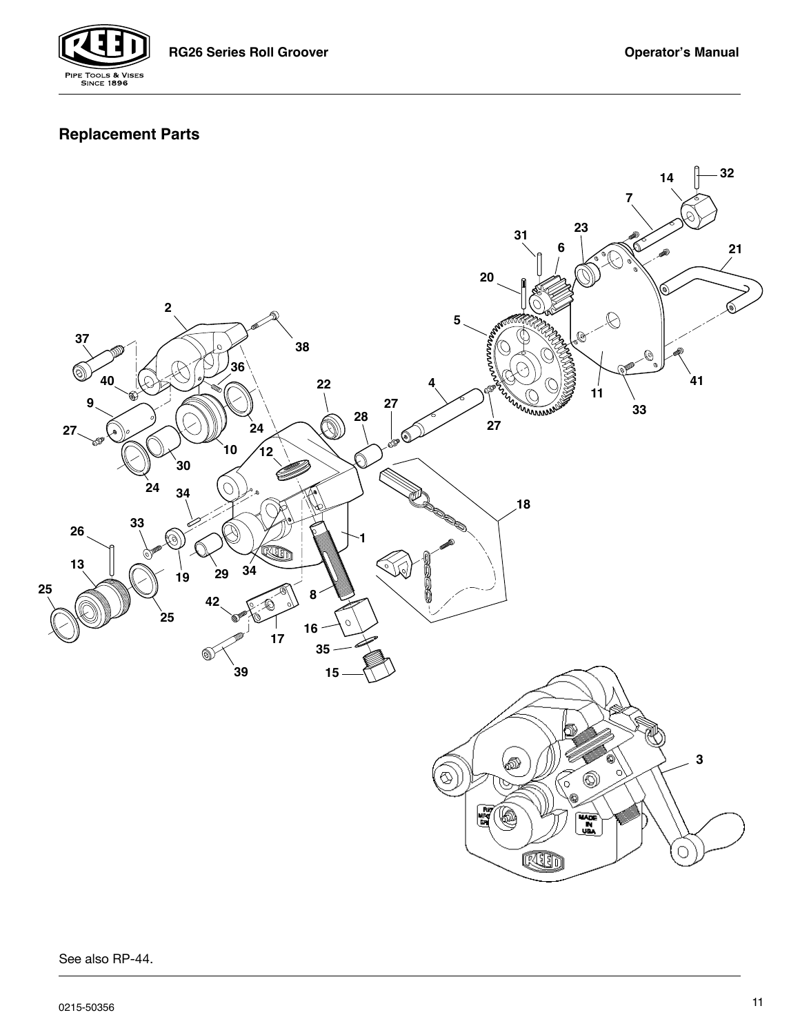## Replacement Parts

37
2
38
40
36
9
27
24
10
30
24
22
28
27
4
27
5
20
31
6
23
7
14
32
21
11
33
41
12
34
1
18
26
33
19
29
34
13
25
25
42
17
39
8
16
35
15
3

See also RP-44.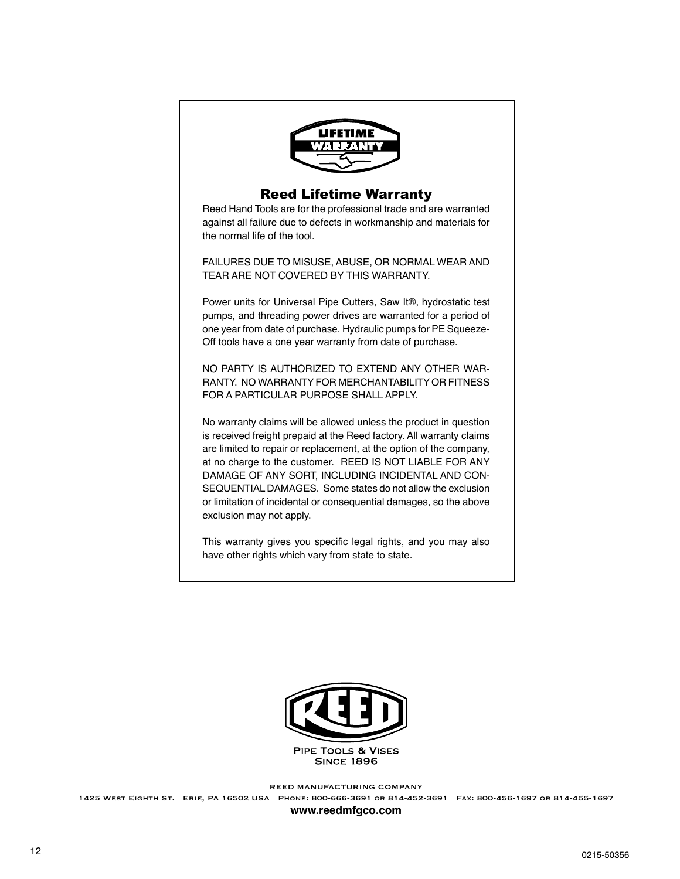LIFETIME WARRANTY

## Reed Lifetime Warranty

Reed Hand Tools are for the professional trade and are warranted against all failure due to defects in workmanship and materials for the normal life of the tool.

FAILURES DUE TO MISUSE, ABUSE, OR NORMAL WEAR AND TEAR ARE NOT COVERED BY THIS WARRANTY.

Power units for Universal Pipe Cutters, Saw It®, hydrostatic test pumps, and threading power drives are warranted for a period of one year from date of purchase. Hydraulic pumps for PE Squeeze-Off tools have a one year warranty from date of purchase.

NO PARTY IS AUTHORIZED TO EXTEND ANY OTHER WARRANTY. NO WARRANTY FOR MERCHANTABILITY OR FITNESS FOR A PARTICULAR PURPOSE SHALL APPLY.

No warranty claims will be allowed unless the product in question is received freight prepaid at the Reed factory. All warranty claims are limited to repair or replacement, at the option of the company, at no charge to the customer. REED IS NOT LIABLE FOR ANY DAMAGE OF ANY SORT, INCLUDING INCIDENTAL AND CONSEQUENTIAL DAMAGES. Some states do not allow the exclusion or limitation of incidental or consequential damages, so the above exclusion may not apply.

This warranty gives you specific legal rights, and you may also have other rights which vary from state to state.

REED

Pipe Tools & Vises
Since 1896

REED MANUFACTURING COMPANY
1425 West Eighth St. Erie, PA 16502 USA Phone: 800-666-3691 or 814-452-3691 Fax: 800-456-1697 or 814-455-1697
**www.reedmfgco.com**

0215-50356